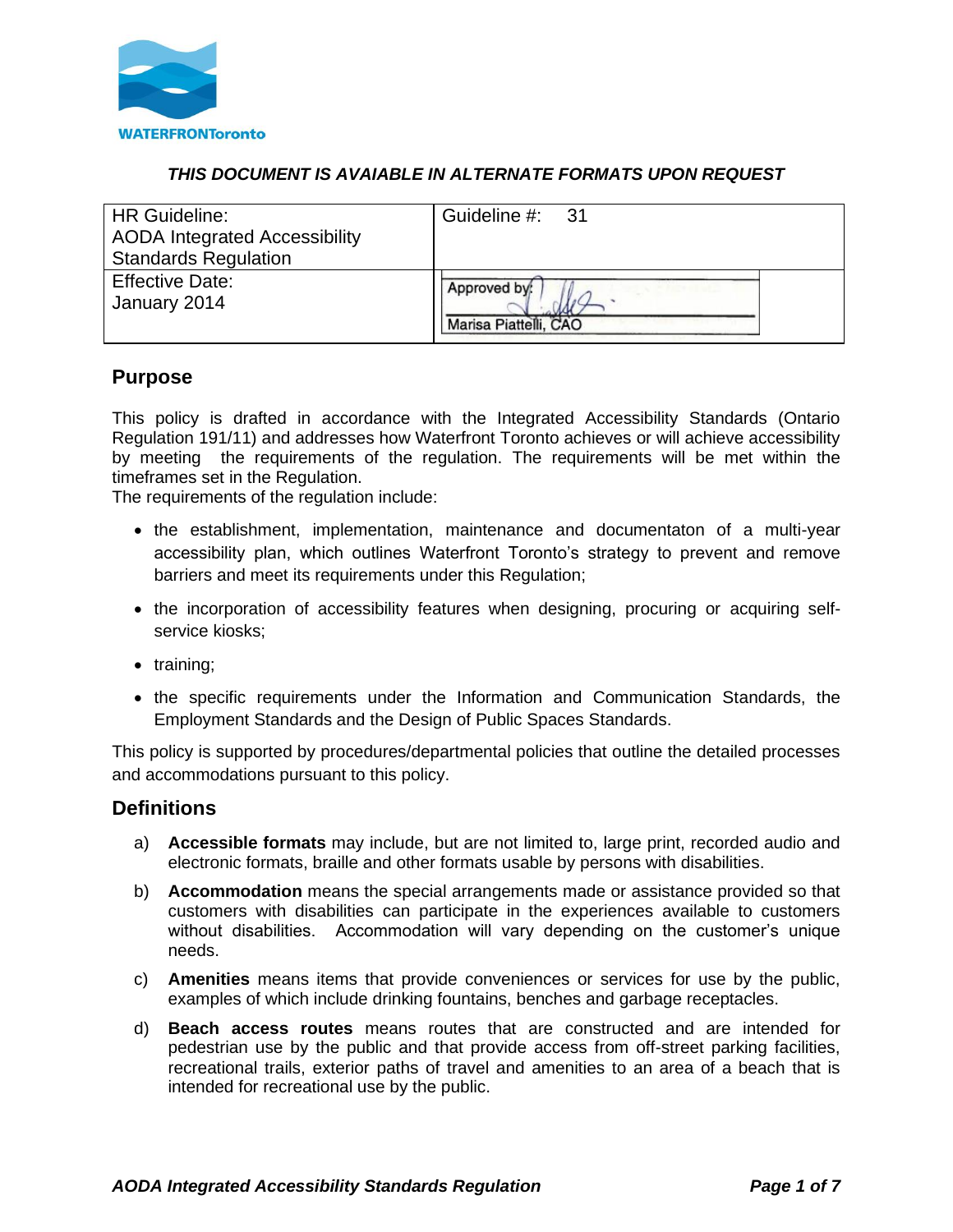WATERFRONToronto

***THIS DOCUMENT IS AVAIABLE IN ALTERNATE FORMATS UPON REQUEST***

| HR Guideline: AODA Integrated Accessibility Standards Regulation | Guideline #: 31 |
|---|---|
| Effective Date: January 2014 | Approved by: Marisa Piattelli, CAO |

## Purpose

This policy is drafted in accordance with the Integrated Accessibility Standards (Ontario Regulation 191/11) and addresses how Waterfront Toronto achieves or will achieve accessibility by meeting the requirements of the regulation. The requirements will be met within the timeframes set in the Regulation.
The requirements of the regulation include:

- the establishment, implementation, maintenance and documentaton of a multi-year accessibility plan, which outlines Waterfront Toronto's strategy to prevent and remove barriers and meet its requirements under this Regulation;
- the incorporation of accessibility features when designing, procuring or acquiring self-service kiosks;
- training;
- the specific requirements under the Information and Communication Standards, the Employment Standards and the Design of Public Spaces Standards.

This policy is supported by procedures/departmental policies that outline the detailed processes and accommodations pursuant to this policy.

## Definitions

a) **Accessible formats** may include, but are not limited to, large print, recorded audio and electronic formats, braille and other formats usable by persons with disabilities.

b) **Accommodation** means the special arrangements made or assistance provided so that customers with disabilities can participate in the experiences available to customers without disabilities. Accommodation will vary depending on the customer's unique needs.

c) **Amenities** means items that provide conveniences or services for use by the public, examples of which include drinking fountains, benches and garbage receptacles.

d) **Beach access routes** means routes that are constructed and are intended for pedestrian use by the public and that provide access from off-street parking facilities, recreational trails, exterior paths of travel and amenities to an area of a beach that is intended for recreational use by the public.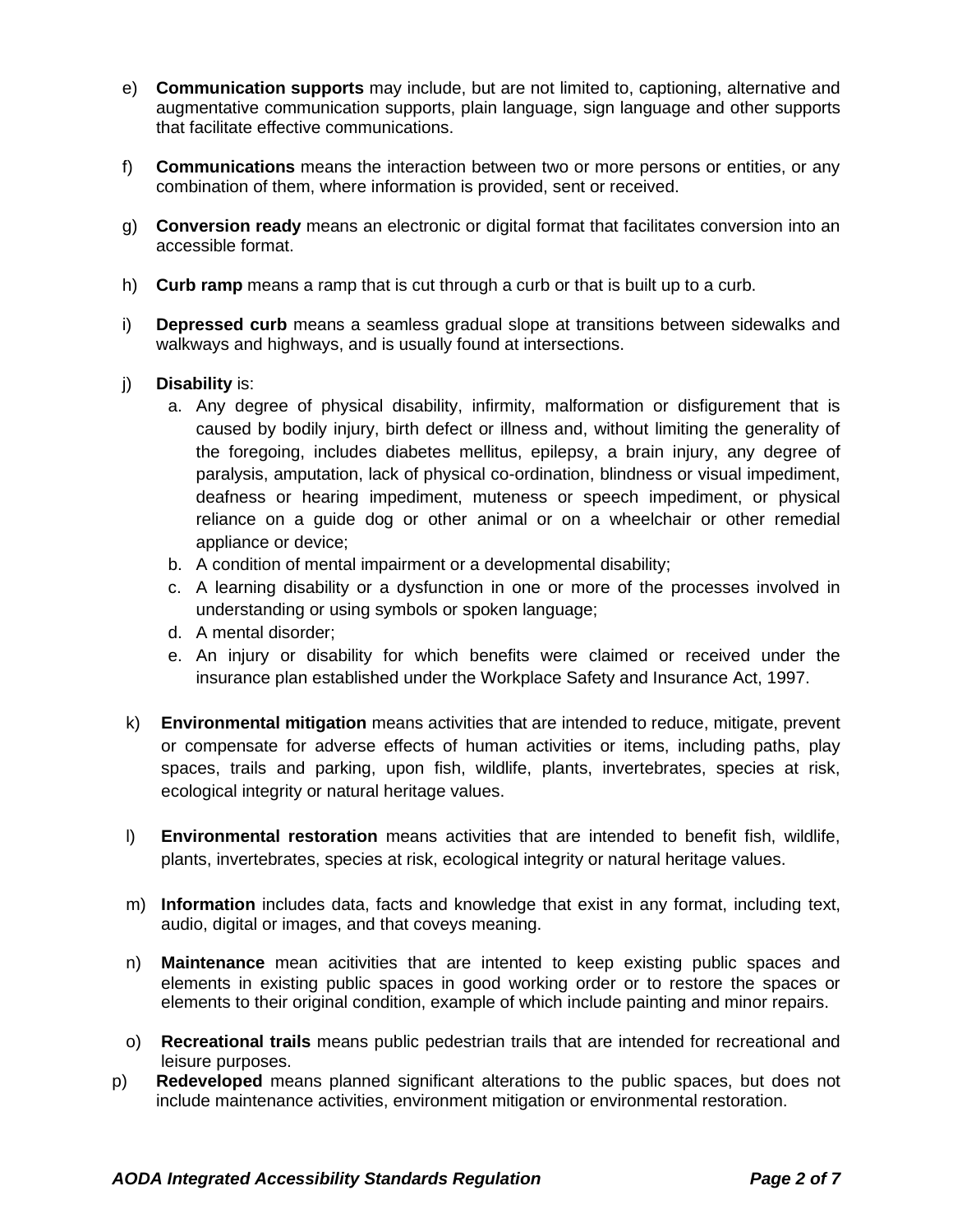e) **Communication supports** may include, but are not limited to, captioning, alternative and augmentative communication supports, plain language, sign language and other supports that facilitate effective communications.

f) **Communications** means the interaction between two or more persons or entities, or any combination of them, where information is provided, sent or received.

g) **Conversion ready** means an electronic or digital format that facilitates conversion into an accessible format.

h) **Curb ramp** means a ramp that is cut through a curb or that is built up to a curb.

i) **Depressed curb** means a seamless gradual slope at transitions between sidewalks and walkways and highways, and is usually found at intersections.

j) **Disability** is:
   a. Any degree of physical disability, infirmity, malformation or disfigurement that is caused by bodily injury, birth defect or illness and, without limiting the generality of the foregoing, includes diabetes mellitus, epilepsy, a brain injury, any degree of paralysis, amputation, lack of physical co-ordination, blindness or visual impediment, deafness or hearing impediment, muteness or speech impediment, or physical reliance on a guide dog or other animal or on a wheelchair or other remedial appliance or device;
   b. A condition of mental impairment or a developmental disability;
   c. A learning disability or a dysfunction in one or more of the processes involved in understanding or using symbols or spoken language;
   d. A mental disorder;
   e. An injury or disability for which benefits were claimed or received under the insurance plan established under the Workplace Safety and Insurance Act, 1997.

k) **Environmental mitigation** means activities that are intended to reduce, mitigate, prevent or compensate for adverse effects of human activities or items, including paths, play spaces, trails and parking, upon fish, wildlife, plants, invertebrates, species at risk, ecological integrity or natural heritage values.

l) **Environmental restoration** means activities that are intended to benefit fish, wildlife, plants, invertebrates, species at risk, ecological integrity or natural heritage values.

m) **Information** includes data, facts and knowledge that exist in any format, including text, audio, digital or images, and that coveys meaning.

n) **Maintenance** mean acitivities that are intented to keep existing public spaces and elements in existing public spaces in good working order or to restore the spaces or elements to their original condition, example of which include painting and minor repairs.

o) **Recreational trails** means public pedestrian trails that are intended for recreational and leisure purposes.

p) **Redeveloped** means planned significant alterations to the public spaces, but does not include maintenance activities, environment mitigation or environmental restoration.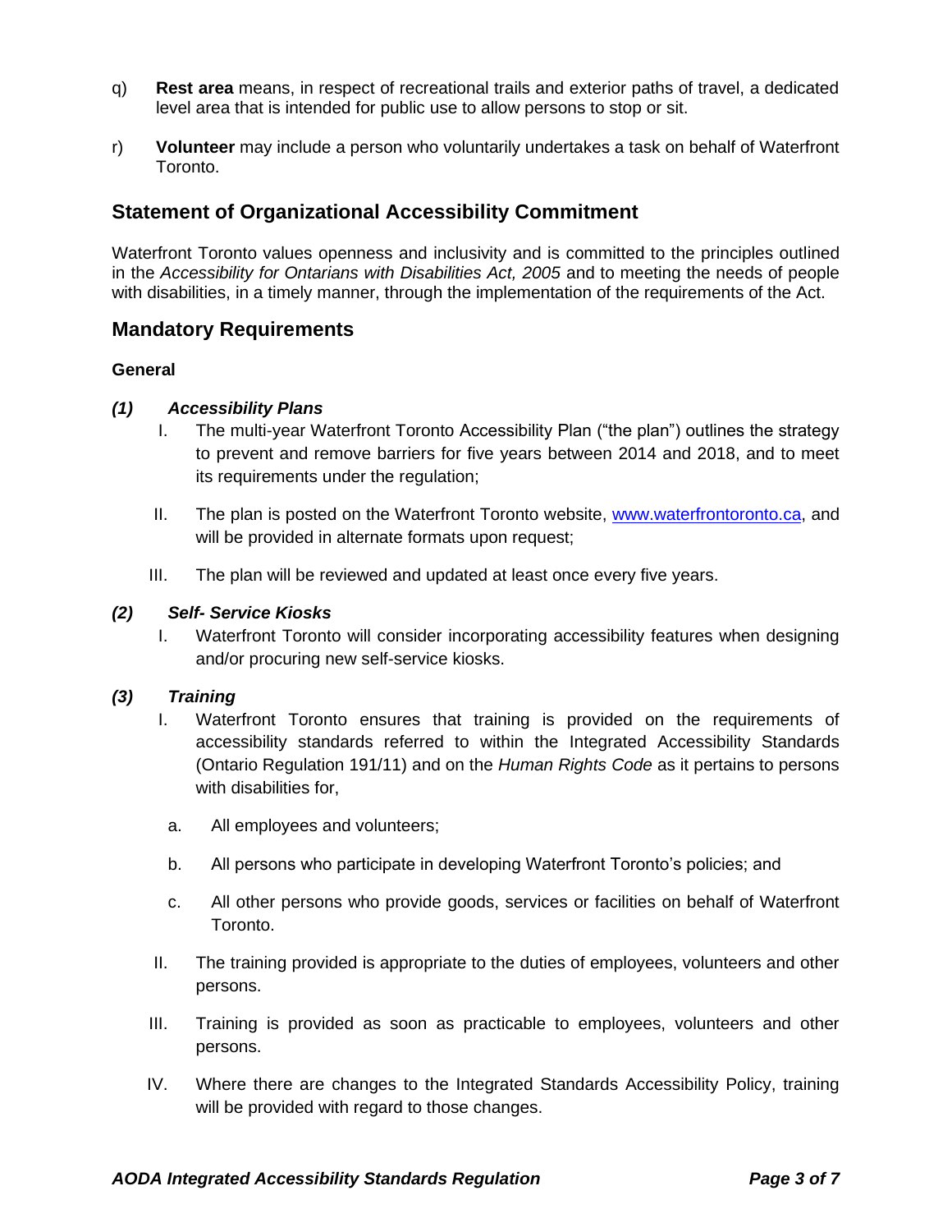q) **Rest area** means, in respect of recreational trails and exterior paths of travel, a dedicated level area that is intended for public use to allow persons to stop or sit.

r) **Volunteer** may include a person who voluntarily undertakes a task on behalf of Waterfront Toronto.

## Statement of Organizational Accessibility Commitment

Waterfront Toronto values openness and inclusivity and is committed to the principles outlined in the *Accessibility for Ontarians with Disabilities Act, 2005* and to meeting the needs of people with disabilities, in a timely manner, through the implementation of the requirements of the Act.

## Mandatory Requirements

### General

***(1) Accessibility Plans***

I. The multi-year Waterfront Toronto Accessibility Plan ("the plan") outlines the strategy to prevent and remove barriers for five years between 2014 and 2018, and to meet its requirements under the regulation;

II. The plan is posted on the Waterfront Toronto website, [www.waterfrontoronto.ca](www.waterfrontoronto.ca), and will be provided in alternate formats upon request;

III. The plan will be reviewed and updated at least once every five years.

***(2) Self- Service Kiosks***

I. Waterfront Toronto will consider incorporating accessibility features when designing and/or procuring new self-service kiosks.

***(3) Training***

I. Waterfront Toronto ensures that training is provided on the requirements of accessibility standards referred to within the Integrated Accessibility Standards (Ontario Regulation 191/11) and on the *Human Rights Code* as it pertains to persons with disabilities for,

   a. All employees and volunteers;

   b. All persons who participate in developing Waterfront Toronto's policies; and

   c. All other persons who provide goods, services or facilities on behalf of Waterfront Toronto.

II. The training provided is appropriate to the duties of employees, volunteers and other persons.

III. Training is provided as soon as practicable to employees, volunteers and other persons.

IV. Where there are changes to the Integrated Standards Accessibility Policy, training will be provided with regard to those changes.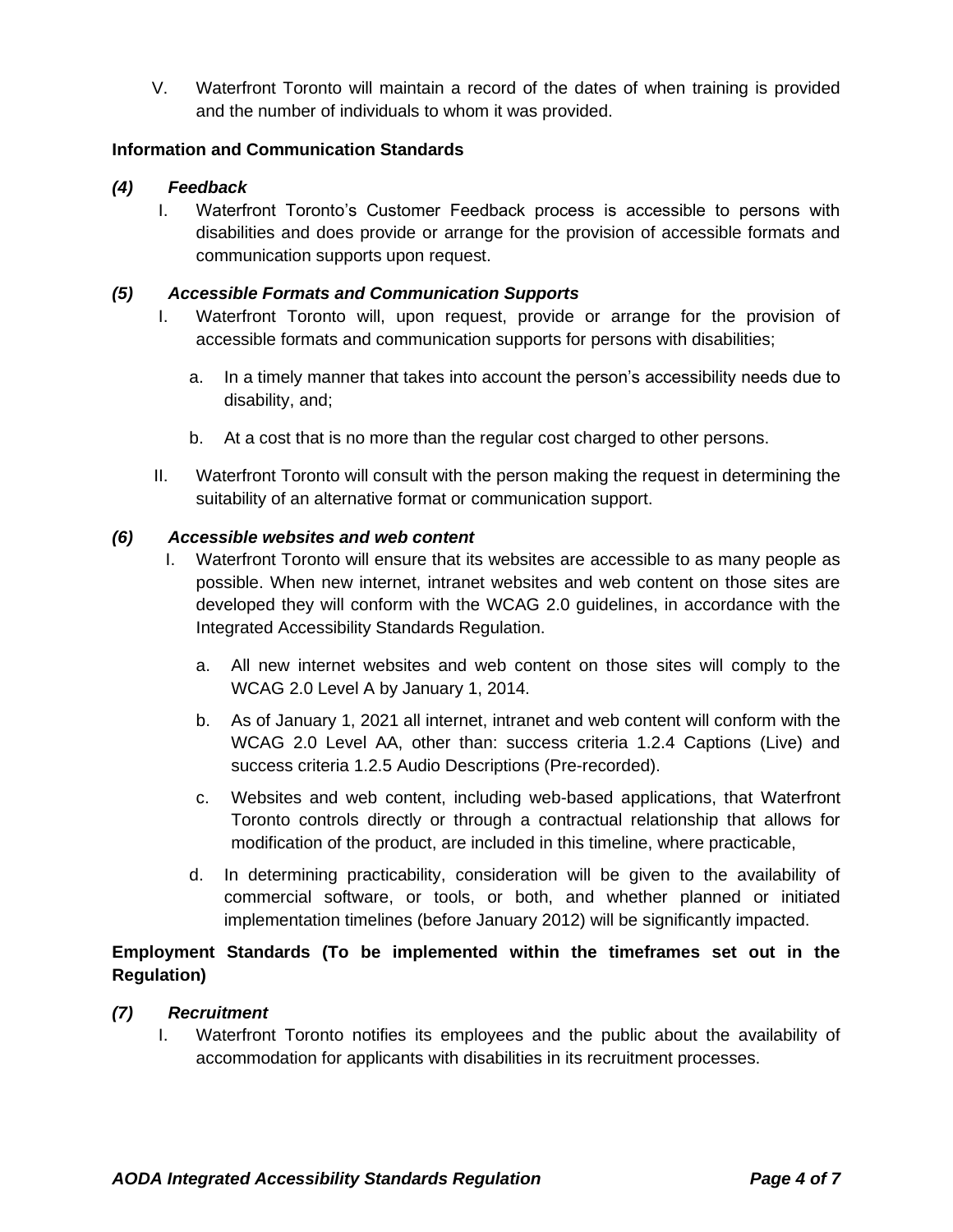V. Waterfront Toronto will maintain a record of the dates of when training is provided and the number of individuals to whom it was provided.

**Information and Communication Standards**

***(4) Feedback***

I. Waterfront Toronto's Customer Feedback process is accessible to persons with disabilities and does provide or arrange for the provision of accessible formats and communication supports upon request.

***(5) Accessible Formats and Communication Supports***

I. Waterfront Toronto will, upon request, provide or arrange for the provision of accessible formats and communication supports for persons with disabilities;

   a. In a timely manner that takes into account the person's accessibility needs due to disability, and;

   b. At a cost that is no more than the regular cost charged to other persons.

II. Waterfront Toronto will consult with the person making the request in determining the suitability of an alternative format or communication support.

***(6) Accessible websites and web content***

I. Waterfront Toronto will ensure that its websites are accessible to as many people as possible. When new internet, intranet websites and web content on those sites are developed they will conform with the WCAG 2.0 guidelines, in accordance with the Integrated Accessibility Standards Regulation.

   a. All new internet websites and web content on those sites will comply to the WCAG 2.0 Level A by January 1, 2014.

   b. As of January 1, 2021 all internet, intranet and web content will conform with the WCAG 2.0 Level AA, other than: success criteria 1.2.4 Captions (Live) and success criteria 1.2.5 Audio Descriptions (Pre-recorded).

   c. Websites and web content, including web-based applications, that Waterfront Toronto controls directly or through a contractual relationship that allows for modification of the product, are included in this timeline, where practicable,

   d. In determining practicability, consideration will be given to the availability of commercial software, or tools, or both, and whether planned or initiated implementation timelines (before January 2012) will be significantly impacted.

**Employment Standards (To be implemented within the timeframes set out in the Regulation)**

***(7) Recruitment***

I. Waterfront Toronto notifies its employees and the public about the availability of accommodation for applicants with disabilities in its recruitment processes.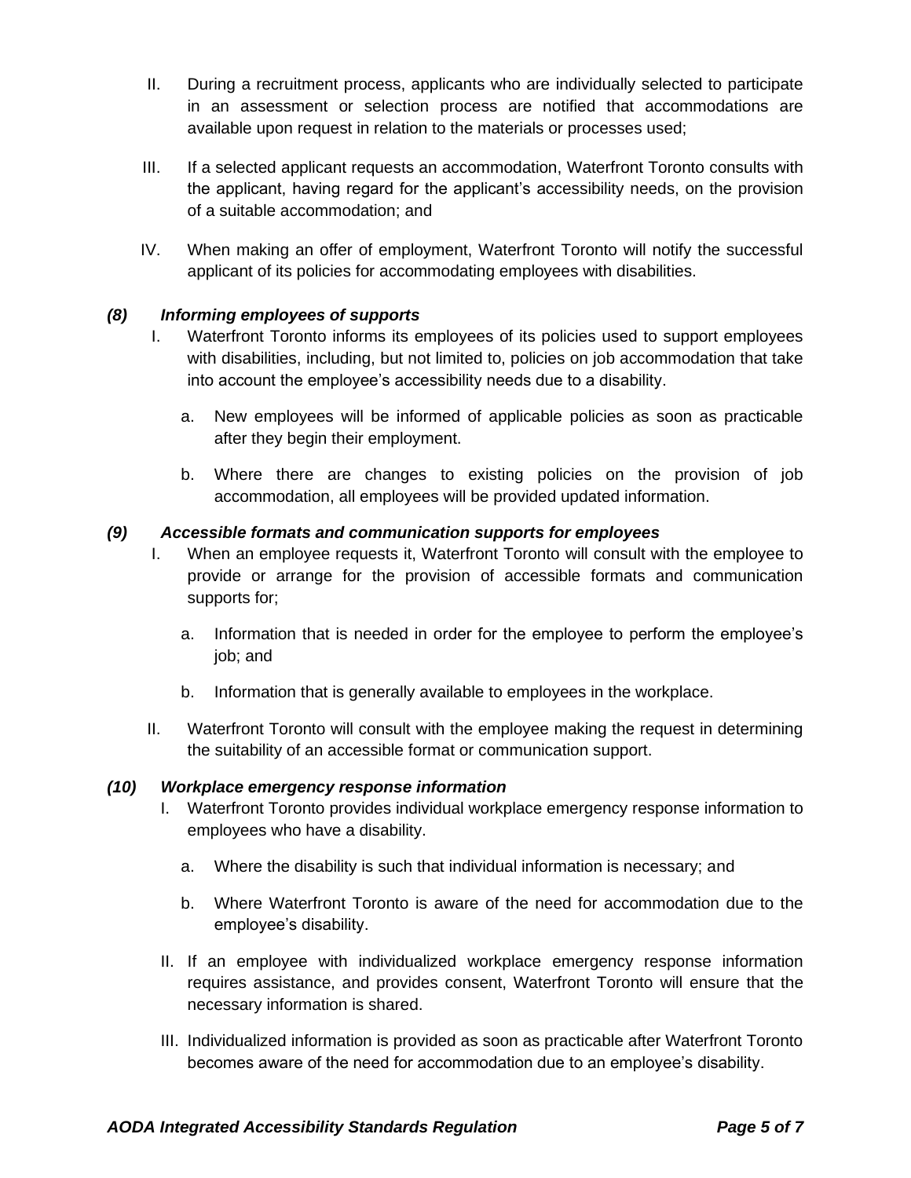II. During a recruitment process, applicants who are individually selected to participate in an assessment or selection process are notified that accommodations are available upon request in relation to the materials or processes used;

III. If a selected applicant requests an accommodation, Waterfront Toronto consults with the applicant, having regard for the applicant's accessibility needs, on the provision of a suitable accommodation; and

IV. When making an offer of employment, Waterfront Toronto will notify the successful applicant of its policies for accommodating employees with disabilities.

***(8) Informing employees of supports***

I. Waterfront Toronto informs its employees of its policies used to support employees with disabilities, including, but not limited to, policies on job accommodation that take into account the employee's accessibility needs due to a disability.

  a. New employees will be informed of applicable policies as soon as practicable after they begin their employment.

  b. Where there are changes to existing policies on the provision of job accommodation, all employees will be provided updated information.

***(9) Accessible formats and communication supports for employees***

I. When an employee requests it, Waterfront Toronto will consult with the employee to provide or arrange for the provision of accessible formats and communication supports for;

  a. Information that is needed in order for the employee to perform the employee's job; and

  b. Information that is generally available to employees in the workplace.

II. Waterfront Toronto will consult with the employee making the request in determining the suitability of an accessible format or communication support.

***(10) Workplace emergency response information***

I. Waterfront Toronto provides individual workplace emergency response information to employees who have a disability.

  a. Where the disability is such that individual information is necessary; and

  b. Where Waterfront Toronto is aware of the need for accommodation due to the employee's disability.

II. If an employee with individualized workplace emergency response information requires assistance, and provides consent, Waterfront Toronto will ensure that the necessary information is shared.

III. Individualized information is provided as soon as practicable after Waterfront Toronto becomes aware of the need for accommodation due to an employee's disability.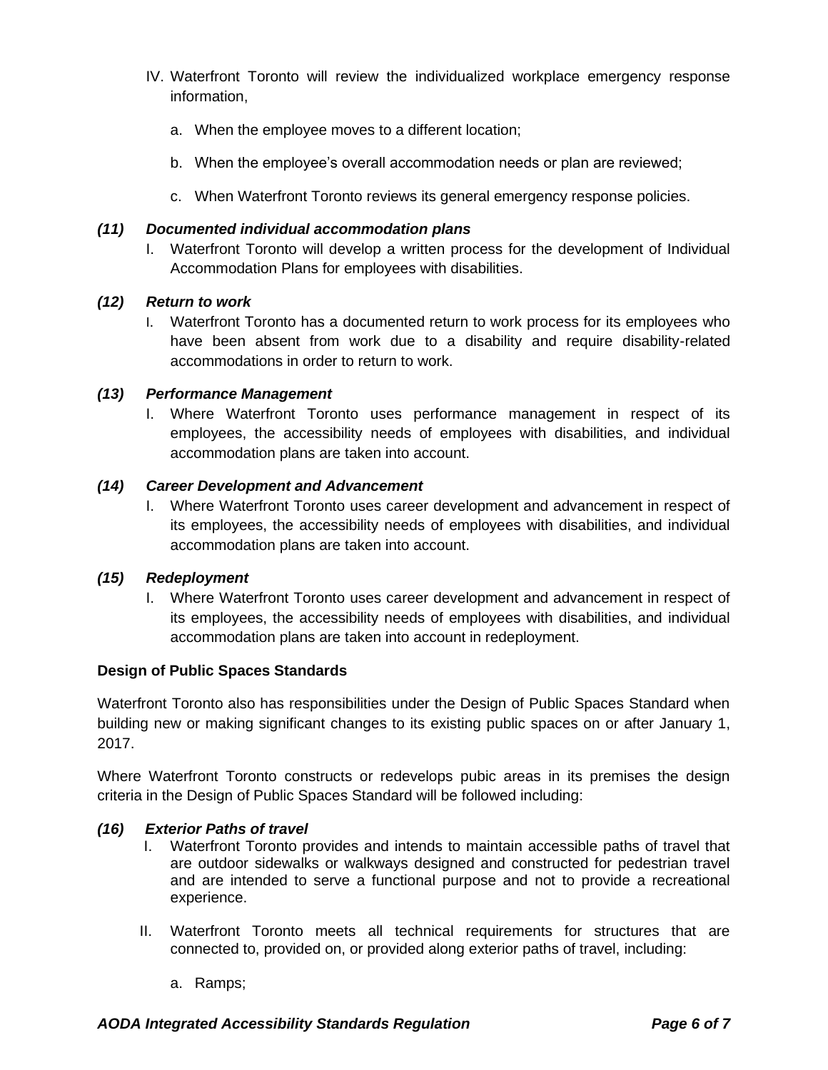IV. Waterfront Toronto will review the individualized workplace emergency response information,

   a. When the employee moves to a different location;

   b. When the employee's overall accommodation needs or plan are reviewed;

   c. When Waterfront Toronto reviews its general emergency response policies.

### *(11) Documented individual accommodation plans*

I. Waterfront Toronto will develop a written process for the development of Individual Accommodation Plans for employees with disabilities.

### *(12) Return to work*

I. Waterfront Toronto has a documented return to work process for its employees who have been absent from work due to a disability and require disability-related accommodations in order to return to work.

### *(13) Performance Management*

I. Where Waterfront Toronto uses performance management in respect of its employees, the accessibility needs of employees with disabilities, and individual accommodation plans are taken into account.

### *(14) Career Development and Advancement*

I. Where Waterfront Toronto uses career development and advancement in respect of its employees, the accessibility needs of employees with disabilities, and individual accommodation plans are taken into account.

### *(15) Redeployment*

I. Where Waterfront Toronto uses career development and advancement in respect of its employees, the accessibility needs of employees with disabilities, and individual accommodation plans are taken into account in redeployment.

## Design of Public Spaces Standards

Waterfront Toronto also has responsibilities under the Design of Public Spaces Standard when building new or making significant changes to its existing public spaces on or after January 1, 2017.

Where Waterfront Toronto constructs or redevelops pubic areas in its premises the design criteria in the Design of Public Spaces Standard will be followed including:

### *(16) Exterior Paths of travel*

I. Waterfront Toronto provides and intends to maintain accessible paths of travel that are outdoor sidewalks or walkways designed and constructed for pedestrian travel and are intended to serve a functional purpose and not to provide a recreational experience.

II. Waterfront Toronto meets all technical requirements for structures that are connected to, provided on, or provided along exterior paths of travel, including:

   a. Ramps;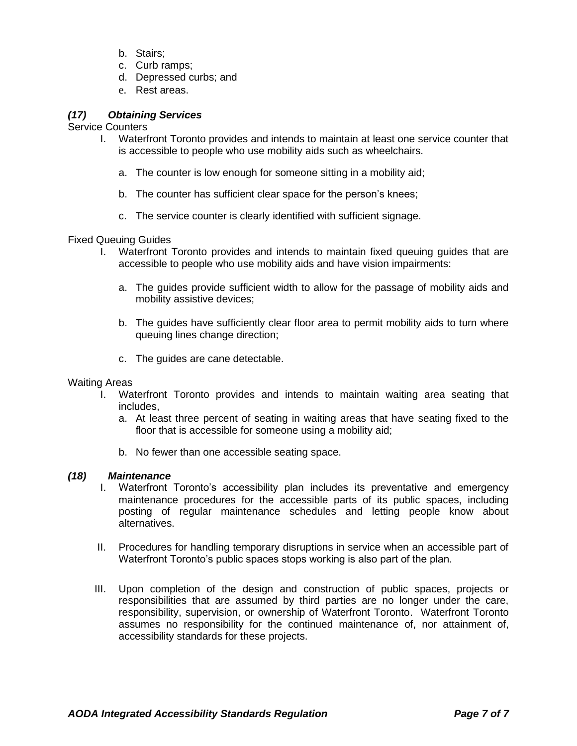b. Stairs;
c. Curb ramps;
d. Depressed curbs; and
e. Rest areas.

### *(17) Obtaining Services*

Service Counters

I. Waterfront Toronto provides and intends to maintain at least one service counter that is accessible to people who use mobility aids such as wheelchairs.

   a. The counter is low enough for someone sitting in a mobility aid;

   b. The counter has sufficient clear space for the person's knees;

   c. The service counter is clearly identified with sufficient signage.

Fixed Queuing Guides

I. Waterfront Toronto provides and intends to maintain fixed queuing guides that are accessible to people who use mobility aids and have vision impairments:

   a. The guides provide sufficient width to allow for the passage of mobility aids and mobility assistive devices;

   b. The guides have sufficiently clear floor area to permit mobility aids to turn where queuing lines change direction;

   c. The guides are cane detectable.

Waiting Areas

I. Waterfront Toronto provides and intends to maintain waiting area seating that includes,

   a. At least three percent of seating in waiting areas that have seating fixed to the floor that is accessible for someone using a mobility aid;

   b. No fewer than one accessible seating space.

### *(18) Maintenance*

I. Waterfront Toronto's accessibility plan includes its preventative and emergency maintenance procedures for the accessible parts of its public spaces, including posting of regular maintenance schedules and letting people know about alternatives.

II. Procedures for handling temporary disruptions in service when an accessible part of Waterfront Toronto's public spaces stops working is also part of the plan.

III. Upon completion of the design and construction of public spaces, projects or responsibilities that are assumed by third parties are no longer under the care, responsibility, supervision, or ownership of Waterfront Toronto. Waterfront Toronto assumes no responsibility for the continued maintenance of, nor attainment of, accessibility standards for these projects.